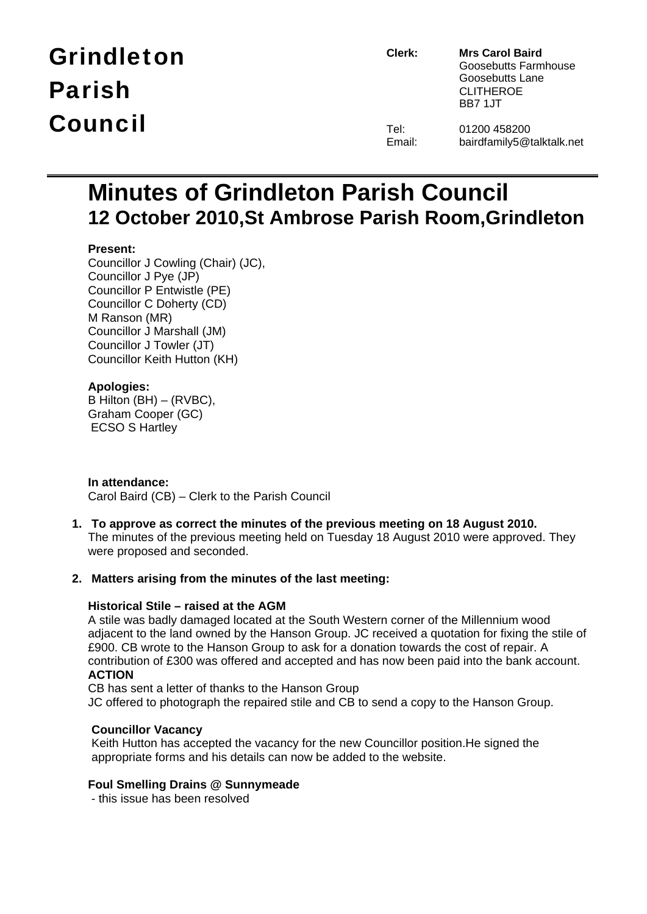# Grindleton Parish Council

**Clerk:** **Mrs Carol Baird**
Goosebutts Farmhouse
Goosebutts Lane
CLITHEROE
BB7 1JT

Tel: 01200 458200
Email: bairdfamily5@talktalk.net

# Minutes of Grindleton Parish Council
## 12 October 2010,St Ambrose Parish Room,Grindleton

**Present:**
Councillor J Cowling (Chair) (JC),
Councillor J Pye (JP)
Councillor P Entwistle (PE)
Councillor C Doherty (CD)
M Ranson (MR)
Councillor J Marshall (JM)
Councillor J Towler (JT)
Councillor Keith Hutton (KH)

**Apologies:**
B Hilton (BH) – (RVBC),
Graham Cooper (GC)
ECSO S Hartley

**In attendance:**
Carol Baird (CB) – Clerk to the Parish Council

1. **To approve as correct the minutes of the previous meeting on 18 August 2010.**
   The minutes of the previous meeting held on Tuesday 18 August 2010 were approved. They were proposed and seconded.

2. **Matters arising from the minutes of the last meeting:**

**Historical Stile – raised at the AGM**
A stile was badly damaged located at the South Western corner of the Millennium wood adjacent to the land owned by the Hanson Group. JC received a quotation for fixing the stile of £900. CB wrote to the Hanson Group to ask for a donation towards the cost of repair. A contribution of £300 was offered and accepted and has now been paid into the bank account.
**ACTION**
CB has sent a letter of thanks to the Hanson Group
JC offered to photograph the repaired stile and CB to send a copy to the Hanson Group.

**Councillor Vacancy**
Keith Hutton has accepted the vacancy for the new Councillor position.He signed the appropriate forms and his details can now be added to the website.

**Foul Smelling Drains @ Sunnymeade**
- this issue has been resolved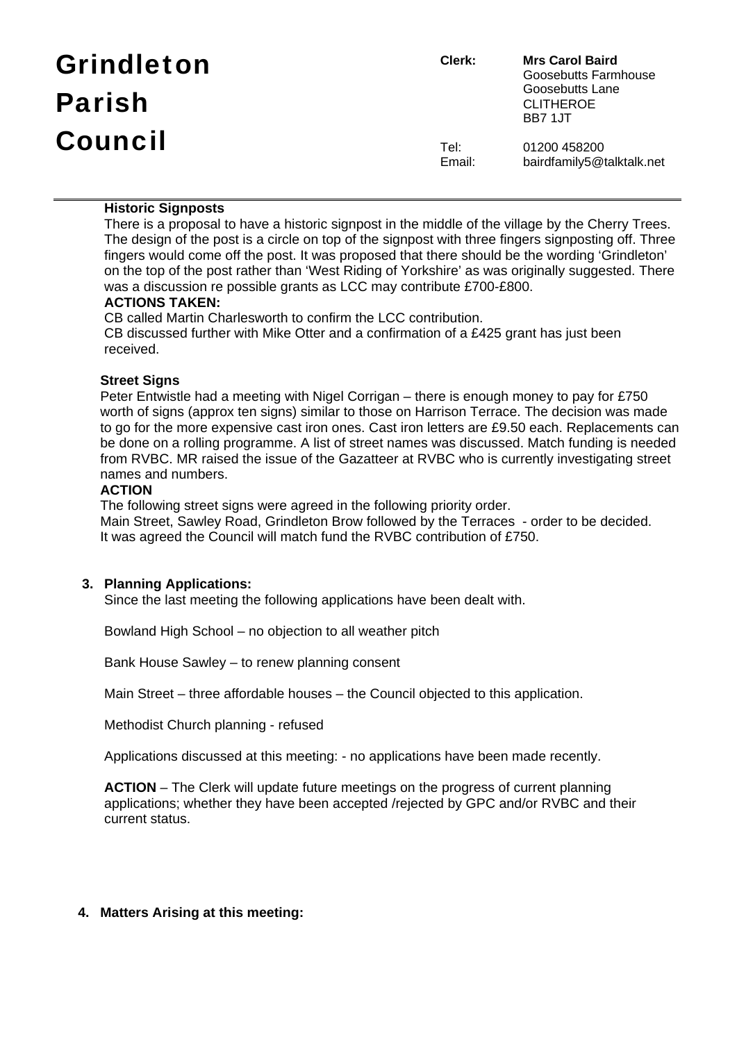# Grindleton Parish Council

**Clerk:** **Mrs Carol Baird**
Goosebutts Farmhouse
Goosebutts Lane
CLITHEROE
BB7 1JT

Tel: 01200 458200
Email: bairdfamily5@talktalk.net

---

**Historic Signposts**

There is a proposal to have a historic signpost in the middle of the village by the Cherry Trees. The design of the post is a circle on top of the signpost with three fingers signposting off. Three fingers would come off the post. It was proposed that there should be the wording 'Grindleton' on the top of the post rather than 'West Riding of Yorkshire' as was originally suggested. There was a discussion re possible grants as LCC may contribute £700-£800.

**ACTIONS TAKEN:**

CB called Martin Charlesworth to confirm the LCC contribution.
CB discussed further with Mike Otter and a confirmation of a £425 grant has just been received.

**Street Signs**

Peter Entwistle had a meeting with Nigel Corrigan – there is enough money to pay for £750 worth of signs (approx ten signs) similar to those on Harrison Terrace. The decision was made to go for the more expensive cast iron ones. Cast iron letters are £9.50 each. Replacements can be done on a rolling programme. A list of street names was discussed. Match funding is needed from RVBC. MR raised the issue of the Gazatteer at RVBC who is currently investigating street names and numbers.

**ACTION**

The following street signs were agreed in the following priority order.
Main Street, Sawley Road, Grindleton Brow followed by the Terraces - order to be decided.
It was agreed the Council will match fund the RVBC contribution of £750.

3. **Planning Applications:**

Since the last meeting the following applications have been dealt with.

Bowland High School – no objection to all weather pitch

Bank House Sawley – to renew planning consent

Main Street – three affordable houses – the Council objected to this application.

Methodist Church planning - refused

Applications discussed at this meeting: - no applications have been made recently.

**ACTION** – The Clerk will update future meetings on the progress of current planning applications; whether they have been accepted /rejected by GPC and/or RVBC and their current status.

4. **Matters Arising at this meeting:**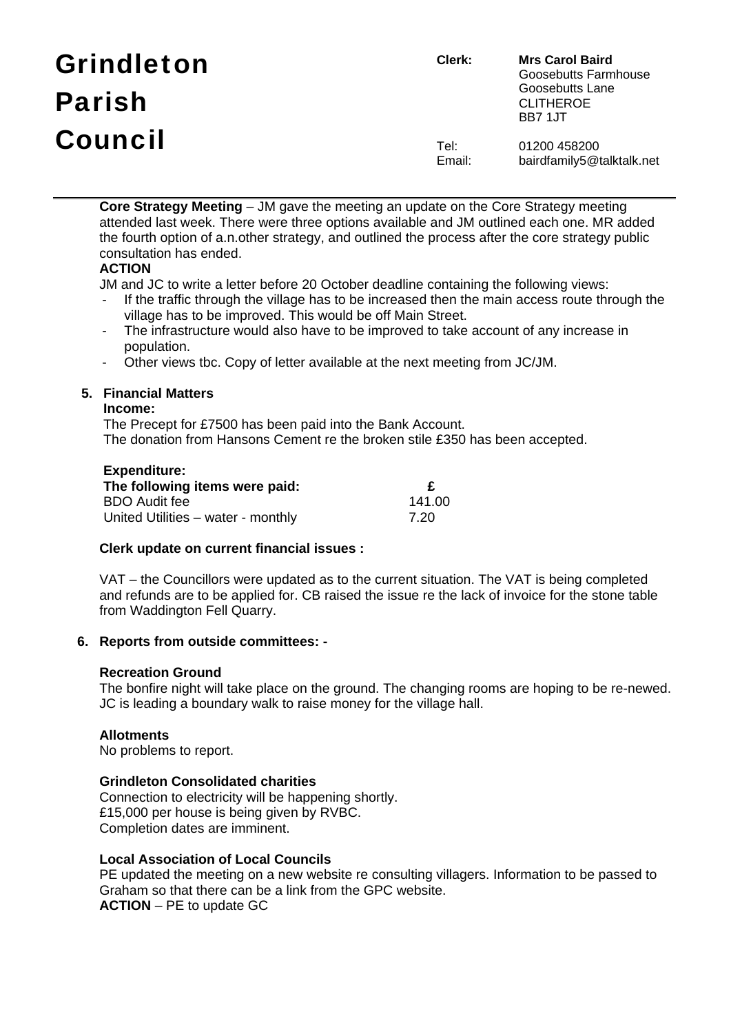**Core Strategy Meeting** – JM gave the meeting an update on the Core Strategy meeting attended last week. There were three options available and JM outlined each one. MR added the fourth option of a.n.other strategy, and outlined the process after the core strategy public consultation has ended.

**ACTION**

JM and JC to write a letter before 20 October deadline containing the following views:

- If the traffic through the village has to be increased then the main access route through the village has to be improved. This would be off Main Street.
- The infrastructure would also have to be improved to take account of any increase in population.
- Other views tbc. Copy of letter available at the next meeting from JC/JM.

**5. Financial Matters**

**Income:**

The Precept for £7500 has been paid into the Bank Account.
The donation from Hansons Cement re the broken stile £350 has been accepted.

**Expenditure:**

| The following items were paid: | £ |
|---|---|
| BDO Audit fee | 141.00 |
| United Utilities – water - monthly | 7.20 |

**Clerk update on current financial issues :**

VAT – the Councillors were updated as to the current situation. The VAT is being completed and refunds are to be applied for. CB raised the issue re the lack of invoice for the stone table from Waddington Fell Quarry.

**6. Reports from outside committees: -**

**Recreation Ground**

The bonfire night will take place on the ground. The changing rooms are hoping to be re-newed. JC is leading a boundary walk to raise money for the village hall.

**Allotments**

No problems to report.

**Grindleton Consolidated charities**

Connection to electricity will be happening shortly.
£15,000 per house is being given by RVBC.
Completion dates are imminent.

**Local Association of Local Councils**

PE updated the meeting on a new website re consulting villagers. Information to be passed to Graham so that there can be a link from the GPC website.

**ACTION** – PE to update GC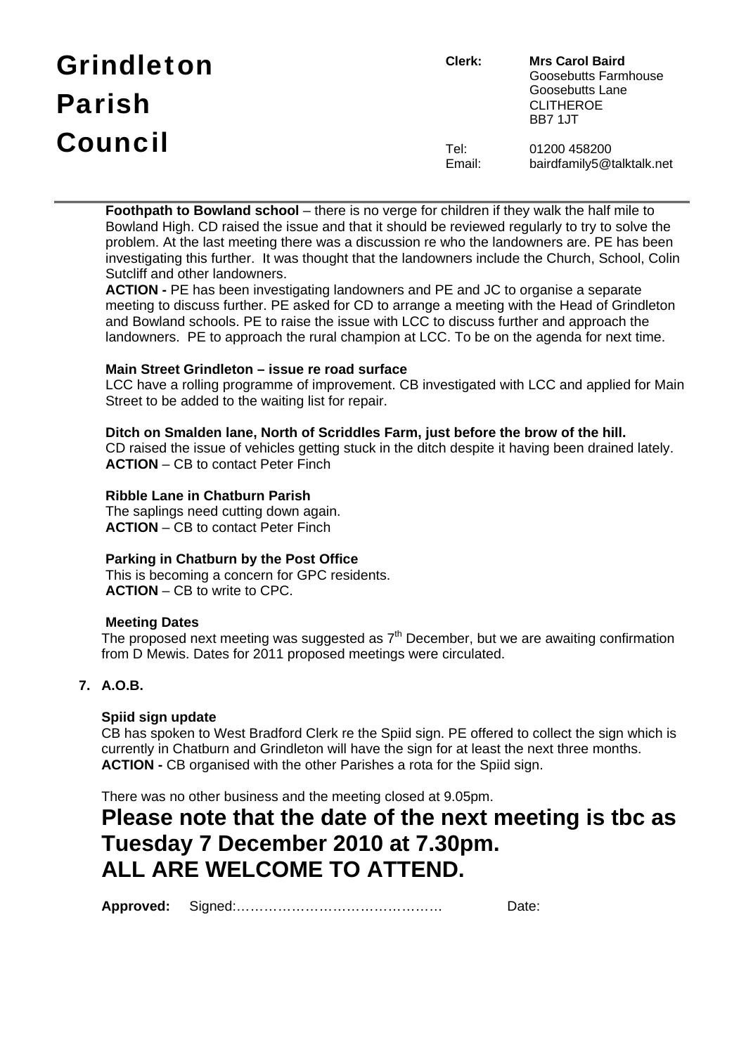# Grindleton Parish Council

**Clerk:** **Mrs Carol Baird**
Goosebutts Farmhouse
Goosebutts Lane
CLITHEROE
BB7 1JT

Tel: 01200 458200
Email: bairdfamily5@talktalk.net

---

**Foothpath to Bowland school** – there is no verge for children if they walk the half mile to Bowland High. CD raised the issue and that it should be reviewed regularly to try to solve the problem. At the last meeting there was a discussion re who the landowners are. PE has been investigating this further. It was thought that the landowners include the Church, School, Colin Sutcliff and other landowners.
**ACTION -** PE has been investigating landowners and PE and JC to organise a separate meeting to discuss further. PE asked for CD to arrange a meeting with the Head of Grindleton and Bowland schools. PE to raise the issue with LCC to discuss further and approach the landowners. PE to approach the rural champion at LCC. To be on the agenda for next time.

**Main Street Grindleton – issue re road surface**
LCC have a rolling programme of improvement. CB investigated with LCC and applied for Main Street to be added to the waiting list for repair.

**Ditch on Smalden lane, North of Scriddles Farm, just before the brow of the hill.**
CD raised the issue of vehicles getting stuck in the ditch despite it having been drained lately.
**ACTION** – CB to contact Peter Finch

**Ribble Lane in Chatburn Parish**
The saplings need cutting down again.
**ACTION** – CB to contact Peter Finch

**Parking in Chatburn by the Post Office**
This is becoming a concern for GPC residents.
**ACTION** – CB to write to CPC.

**Meeting Dates**
The proposed next meeting was suggested as 7th December, but we are awaiting confirmation from D Mewis. Dates for 2011 proposed meetings were circulated.

**7. A.O.B.**

**Spiid sign update**
CB has spoken to West Bradford Clerk re the Spiid sign. PE offered to collect the sign which is currently in Chatburn and Grindleton will have the sign for at least the next three months.
**ACTION -** CB organised with the other Parishes a rota for the Spiid sign.

There was no other business and the meeting closed at 9.05pm.

## Please note that the date of the next meeting is tbc as Tuesday 7 December 2010 at 7.30pm.
## ALL ARE WELCOME TO ATTEND.

**Approved:** Signed:……………………………………… Date: